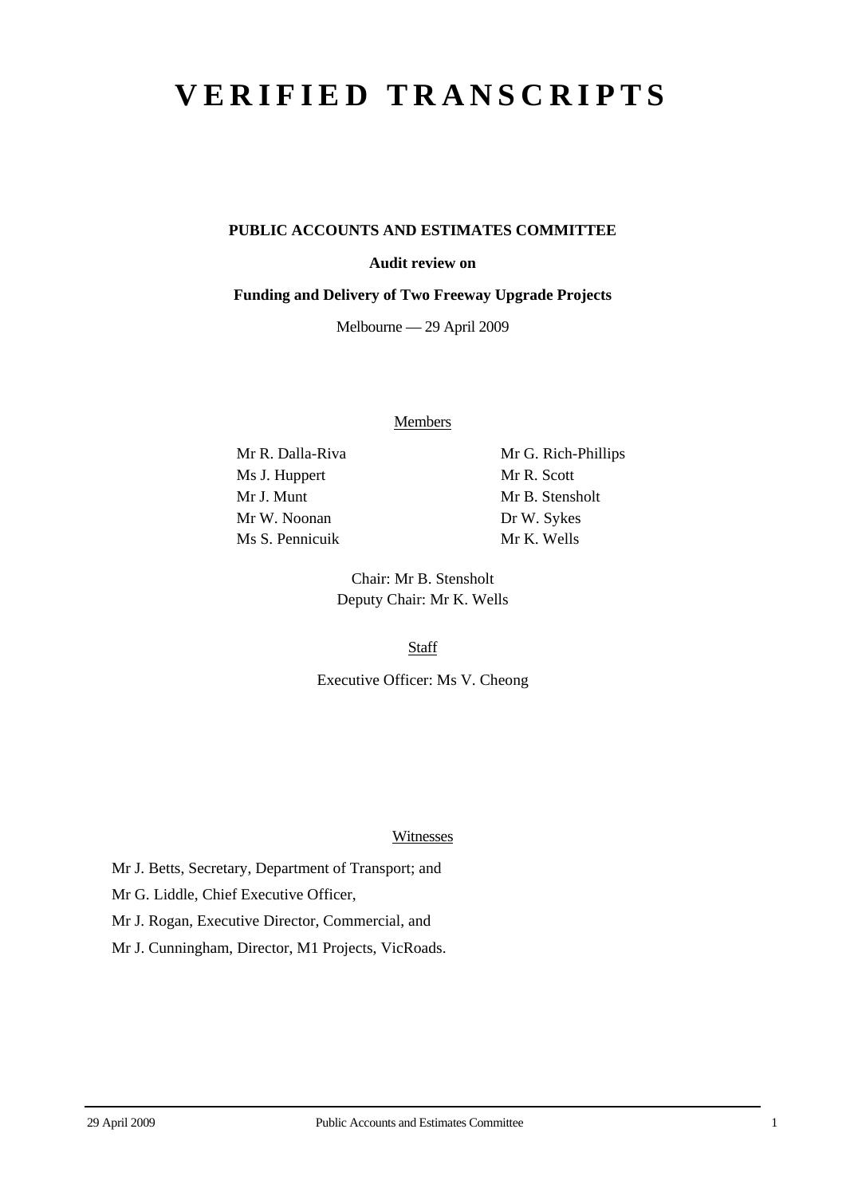# VERIFIED TRANSCRIPTS

**PUBLIC ACCOUNTS AND ESTIMATES COMMITTEE**

**Audit review on**

**Funding and Delivery of Two Freeway Upgrade Projects**

Melbourne — 29 April 2009

Members

Mr R. Dalla-Riva
Ms J. Huppert
Mr J. Munt
Mr W. Noonan
Ms S. Pennicuik
Mr G. Rich-Phillips
Mr R. Scott
Mr B. Stensholt
Dr W. Sykes
Mr K. Wells

Chair: Mr B. Stensholt
Deputy Chair: Mr K. Wells

Staff

Executive Officer: Ms V. Cheong

Witnesses

Mr J. Betts, Secretary, Department of Transport; and

Mr G. Liddle, Chief Executive Officer,

Mr J. Rogan, Executive Director, Commercial, and

Mr J. Cunningham, Director, M1 Projects, VicRoads.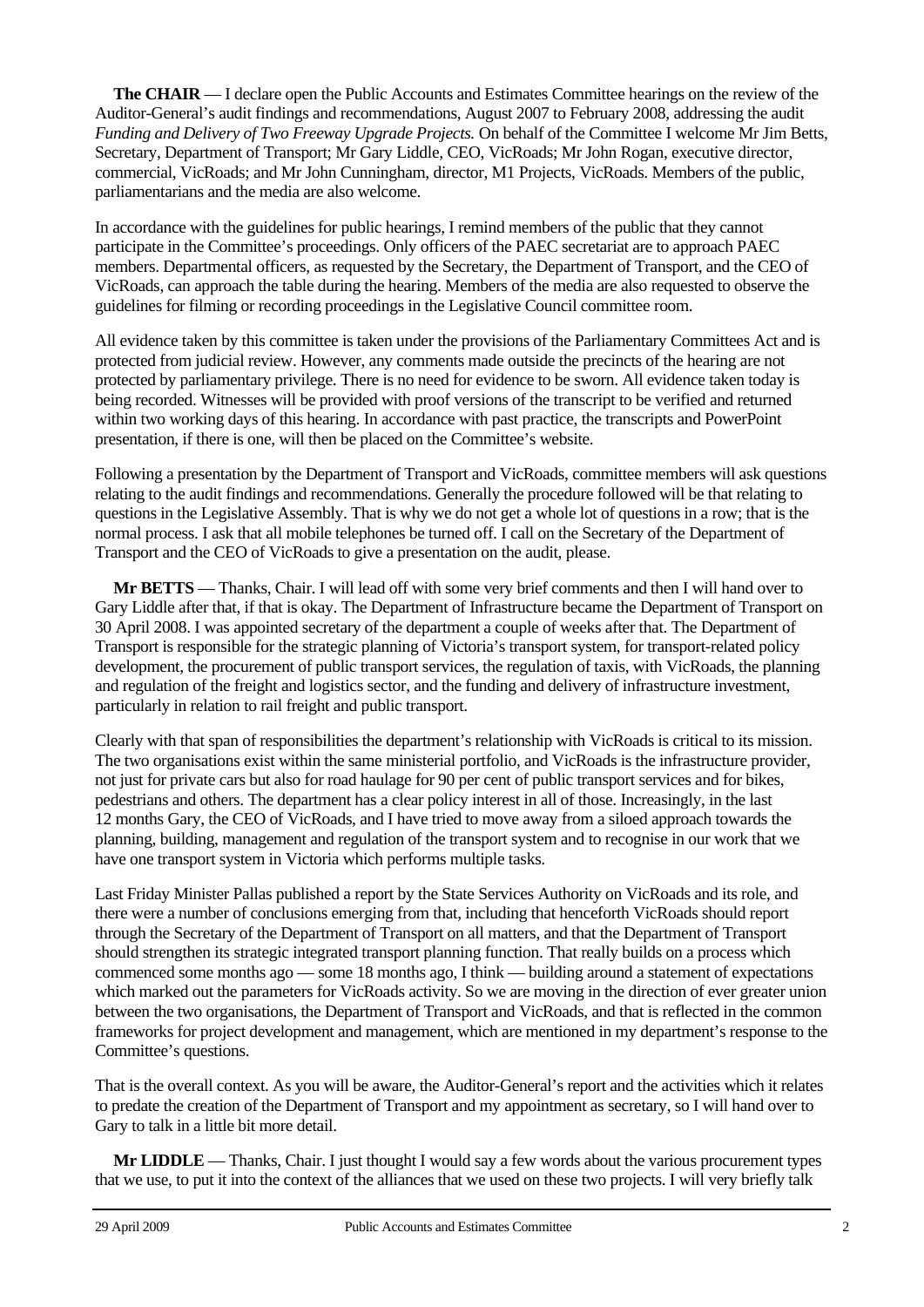**The CHAIR** — I declare open the Public Accounts and Estimates Committee hearings on the review of the Auditor-General's audit findings and recommendations, August 2007 to February 2008, addressing the audit *Funding and Delivery of Two Freeway Upgrade Projects.* On behalf of the Committee I welcome Mr Jim Betts, Secretary, Department of Transport; Mr Gary Liddle, CEO, VicRoads; Mr John Rogan, executive director, commercial, VicRoads; and Mr John Cunningham, director, M1 Projects, VicRoads. Members of the public, parliamentarians and the media are also welcome.

In accordance with the guidelines for public hearings, I remind members of the public that they cannot participate in the Committee's proceedings. Only officers of the PAEC secretariat are to approach PAEC members. Departmental officers, as requested by the Secretary, the Department of Transport, and the CEO of VicRoads, can approach the table during the hearing. Members of the media are also requested to observe the guidelines for filming or recording proceedings in the Legislative Council committee room.

All evidence taken by this committee is taken under the provisions of the Parliamentary Committees Act and is protected from judicial review. However, any comments made outside the precincts of the hearing are not protected by parliamentary privilege. There is no need for evidence to be sworn. All evidence taken today is being recorded. Witnesses will be provided with proof versions of the transcript to be verified and returned within two working days of this hearing. In accordance with past practice, the transcripts and PowerPoint presentation, if there is one, will then be placed on the Committee's website.

Following a presentation by the Department of Transport and VicRoads, committee members will ask questions relating to the audit findings and recommendations. Generally the procedure followed will be that relating to questions in the Legislative Assembly. That is why we do not get a whole lot of questions in a row; that is the normal process. I ask that all mobile telephones be turned off. I call on the Secretary of the Department of Transport and the CEO of VicRoads to give a presentation on the audit, please.

**Mr BETTS** — Thanks, Chair. I will lead off with some very brief comments and then I will hand over to Gary Liddle after that, if that is okay. The Department of Infrastructure became the Department of Transport on 30 April 2008. I was appointed secretary of the department a couple of weeks after that. The Department of Transport is responsible for the strategic planning of Victoria's transport system, for transport-related policy development, the procurement of public transport services, the regulation of taxis, with VicRoads, the planning and regulation of the freight and logistics sector, and the funding and delivery of infrastructure investment, particularly in relation to rail freight and public transport.

Clearly with that span of responsibilities the department's relationship with VicRoads is critical to its mission. The two organisations exist within the same ministerial portfolio, and VicRoads is the infrastructure provider, not just for private cars but also for road haulage for 90 per cent of public transport services and for bikes, pedestrians and others. The department has a clear policy interest in all of those. Increasingly, in the last 12 months Gary, the CEO of VicRoads, and I have tried to move away from a siloed approach towards the planning, building, management and regulation of the transport system and to recognise in our work that we have one transport system in Victoria which performs multiple tasks.

Last Friday Minister Pallas published a report by the State Services Authority on VicRoads and its role, and there were a number of conclusions emerging from that, including that henceforth VicRoads should report through the Secretary of the Department of Transport on all matters, and that the Department of Transport should strengthen its strategic integrated transport planning function. That really builds on a process which commenced some months ago — some 18 months ago, I think — building around a statement of expectations which marked out the parameters for VicRoads activity. So we are moving in the direction of ever greater union between the two organisations, the Department of Transport and VicRoads, and that is reflected in the common frameworks for project development and management, which are mentioned in my department's response to the Committee's questions.

That is the overall context. As you will be aware, the Auditor-General's report and the activities which it relates to predate the creation of the Department of Transport and my appointment as secretary, so I will hand over to Gary to talk in a little bit more detail.

**Mr LIDDLE** — Thanks, Chair. I just thought I would say a few words about the various procurement types that we use, to put it into the context of the alliances that we used on these two projects. I will very briefly talk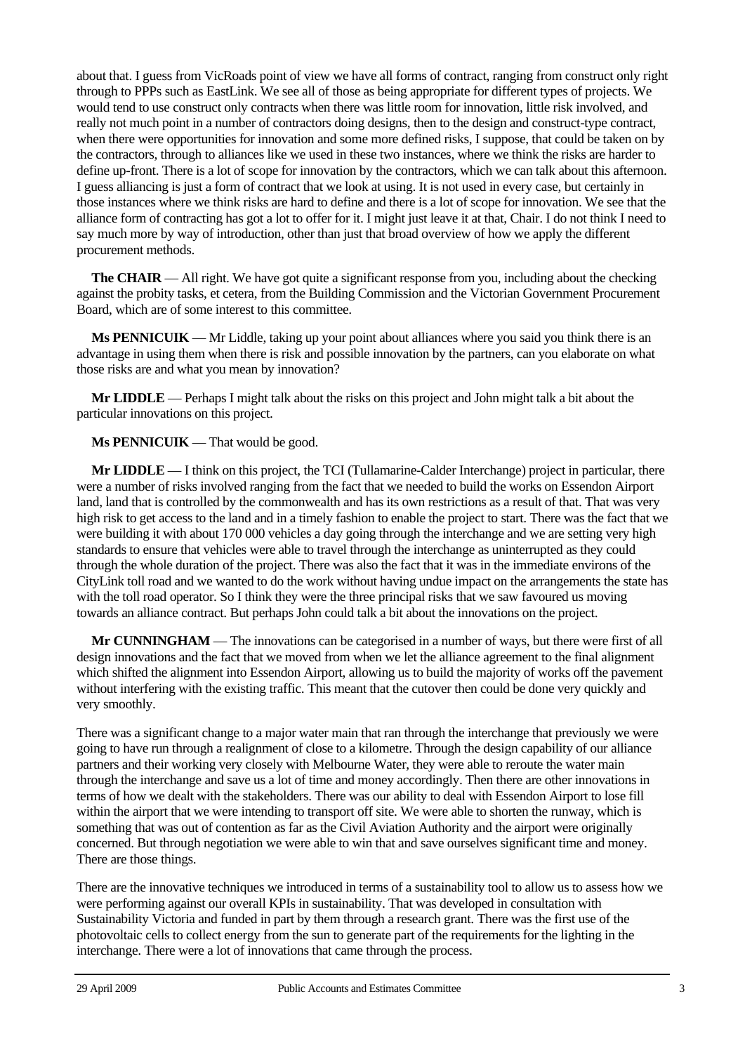about that. I guess from VicRoads point of view we have all forms of contract, ranging from construct only right through to PPPs such as EastLink. We see all of those as being appropriate for different types of projects. We would tend to use construct only contracts when there was little room for innovation, little risk involved, and really not much point in a number of contractors doing designs, then to the design and construct-type contract, when there were opportunities for innovation and some more defined risks, I suppose, that could be taken on by the contractors, through to alliances like we used in these two instances, where we think the risks are harder to define up-front. There is a lot of scope for innovation by the contractors, which we can talk about this afternoon. I guess alliancing is just a form of contract that we look at using. It is not used in every case, but certainly in those instances where we think risks are hard to define and there is a lot of scope for innovation. We see that the alliance form of contracting has got a lot to offer for it. I might just leave it at that, Chair. I do not think I need to say much more by way of introduction, other than just that broad overview of how we apply the different procurement methods.

**The CHAIR** — All right. We have got quite a significant response from you, including about the checking against the probity tasks, et cetera, from the Building Commission and the Victorian Government Procurement Board, which are of some interest to this committee.

**Ms PENNICUIK** — Mr Liddle, taking up your point about alliances where you said you think there is an advantage in using them when there is risk and possible innovation by the partners, can you elaborate on what those risks are and what you mean by innovation?

**Mr LIDDLE** — Perhaps I might talk about the risks on this project and John might talk a bit about the particular innovations on this project.

**Ms PENNICUIK** — That would be good.

**Mr LIDDLE** — I think on this project, the TCI (Tullamarine-Calder Interchange) project in particular, there were a number of risks involved ranging from the fact that we needed to build the works on Essendon Airport land, land that is controlled by the commonwealth and has its own restrictions as a result of that. That was very high risk to get access to the land and in a timely fashion to enable the project to start. There was the fact that we were building it with about 170 000 vehicles a day going through the interchange and we are setting very high standards to ensure that vehicles were able to travel through the interchange as uninterrupted as they could through the whole duration of the project. There was also the fact that it was in the immediate environs of the CityLink toll road and we wanted to do the work without having undue impact on the arrangements the state has with the toll road operator. So I think they were the three principal risks that we saw favoured us moving towards an alliance contract. But perhaps John could talk a bit about the innovations on the project.

**Mr CUNNINGHAM** — The innovations can be categorised in a number of ways, but there were first of all design innovations and the fact that we moved from when we let the alliance agreement to the final alignment which shifted the alignment into Essendon Airport, allowing us to build the majority of works off the pavement without interfering with the existing traffic. This meant that the cutover then could be done very quickly and very smoothly.

There was a significant change to a major water main that ran through the interchange that previously we were going to have run through a realignment of close to a kilometre. Through the design capability of our alliance partners and their working very closely with Melbourne Water, they were able to reroute the water main through the interchange and save us a lot of time and money accordingly. Then there are other innovations in terms of how we dealt with the stakeholders. There was our ability to deal with Essendon Airport to lose fill within the airport that we were intending to transport off site. We were able to shorten the runway, which is something that was out of contention as far as the Civil Aviation Authority and the airport were originally concerned. But through negotiation we were able to win that and save ourselves significant time and money. There are those things.

There are the innovative techniques we introduced in terms of a sustainability tool to allow us to assess how we were performing against our overall KPIs in sustainability. That was developed in consultation with Sustainability Victoria and funded in part by them through a research grant. There was the first use of the photovoltaic cells to collect energy from the sun to generate part of the requirements for the lighting in the interchange. There were a lot of innovations that came through the process.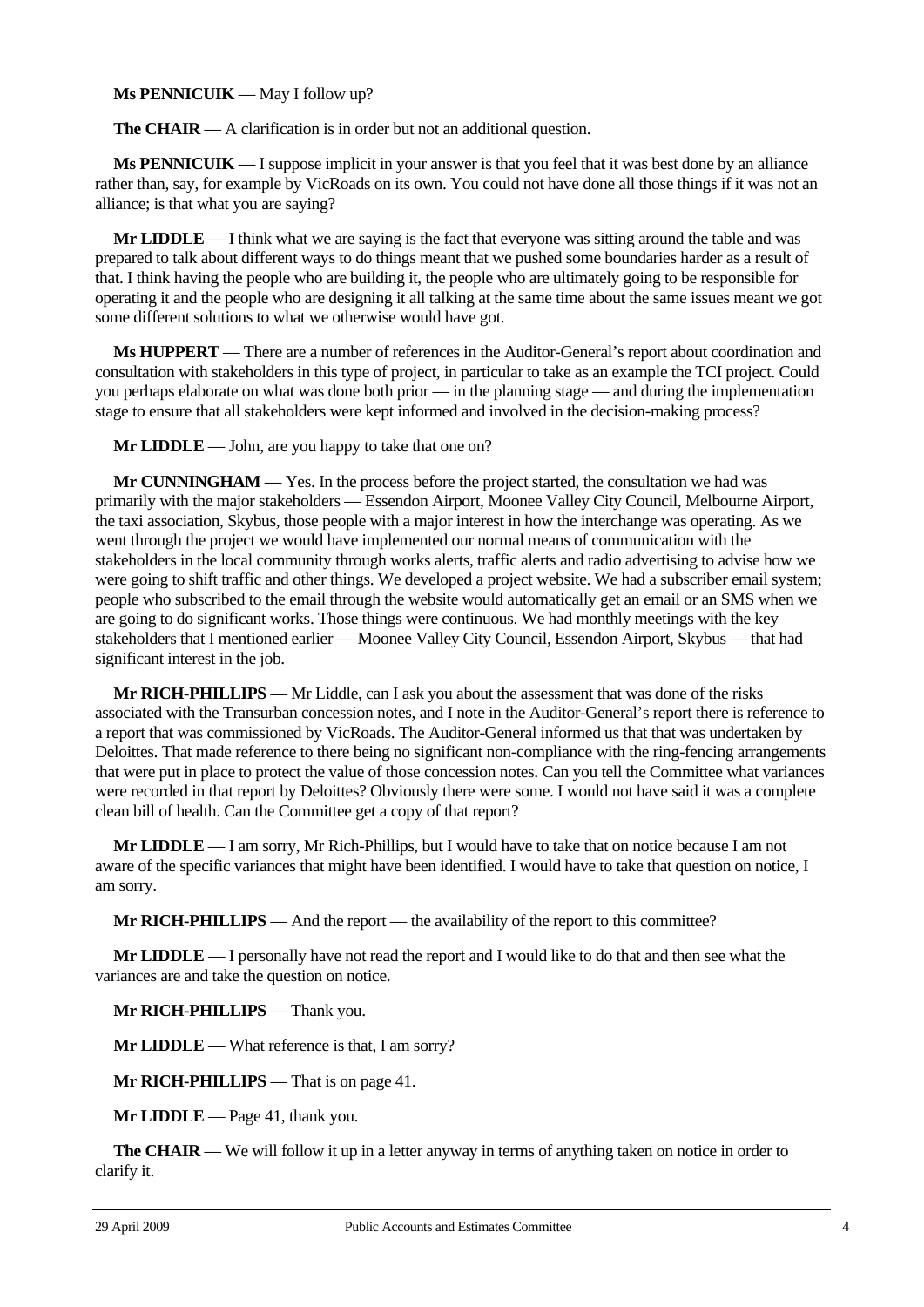**Ms PENNICUIK** — May I follow up?

**The CHAIR** — A clarification is in order but not an additional question.

**Ms PENNICUIK** — I suppose implicit in your answer is that you feel that it was best done by an alliance rather than, say, for example by VicRoads on its own. You could not have done all those things if it was not an alliance; is that what you are saying?

**Mr LIDDLE** — I think what we are saying is the fact that everyone was sitting around the table and was prepared to talk about different ways to do things meant that we pushed some boundaries harder as a result of that. I think having the people who are building it, the people who are ultimately going to be responsible for operating it and the people who are designing it all talking at the same time about the same issues meant we got some different solutions to what we otherwise would have got.

**Ms HUPPERT** — There are a number of references in the Auditor-General's report about coordination and consultation with stakeholders in this type of project, in particular to take as an example the TCI project. Could you perhaps elaborate on what was done both prior — in the planning stage — and during the implementation stage to ensure that all stakeholders were kept informed and involved in the decision-making process?

**Mr LIDDLE** — John, are you happy to take that one on?

**Mr CUNNINGHAM** — Yes. In the process before the project started, the consultation we had was primarily with the major stakeholders — Essendon Airport, Moonee Valley City Council, Melbourne Airport, the taxi association, Skybus, those people with a major interest in how the interchange was operating. As we went through the project we would have implemented our normal means of communication with the stakeholders in the local community through works alerts, traffic alerts and radio advertising to advise how we were going to shift traffic and other things. We developed a project website. We had a subscriber email system; people who subscribed to the email through the website would automatically get an email or an SMS when we are going to do significant works. Those things were continuous. We had monthly meetings with the key stakeholders that I mentioned earlier — Moonee Valley City Council, Essendon Airport, Skybus — that had significant interest in the job.

**Mr RICH-PHILLIPS** — Mr Liddle, can I ask you about the assessment that was done of the risks associated with the Transurban concession notes, and I note in the Auditor-General's report there is reference to a report that was commissioned by VicRoads. The Auditor-General informed us that that was undertaken by Deloittes. That made reference to there being no significant non-compliance with the ring-fencing arrangements that were put in place to protect the value of those concession notes. Can you tell the Committee what variances were recorded in that report by Deloittes? Obviously there were some. I would not have said it was a complete clean bill of health. Can the Committee get a copy of that report?

**Mr LIDDLE** — I am sorry, Mr Rich-Phillips, but I would have to take that on notice because I am not aware of the specific variances that might have been identified. I would have to take that question on notice, I am sorry.

**Mr RICH-PHILLIPS** — And the report — the availability of the report to this committee?

**Mr LIDDLE** — I personally have not read the report and I would like to do that and then see what the variances are and take the question on notice.

**Mr RICH-PHILLIPS** — Thank you.

**Mr LIDDLE** — What reference is that, I am sorry?

**Mr RICH-PHILLIPS** — That is on page 41.

**Mr LIDDLE** — Page 41, thank you.

**The CHAIR** — We will follow it up in a letter anyway in terms of anything taken on notice in order to clarify it.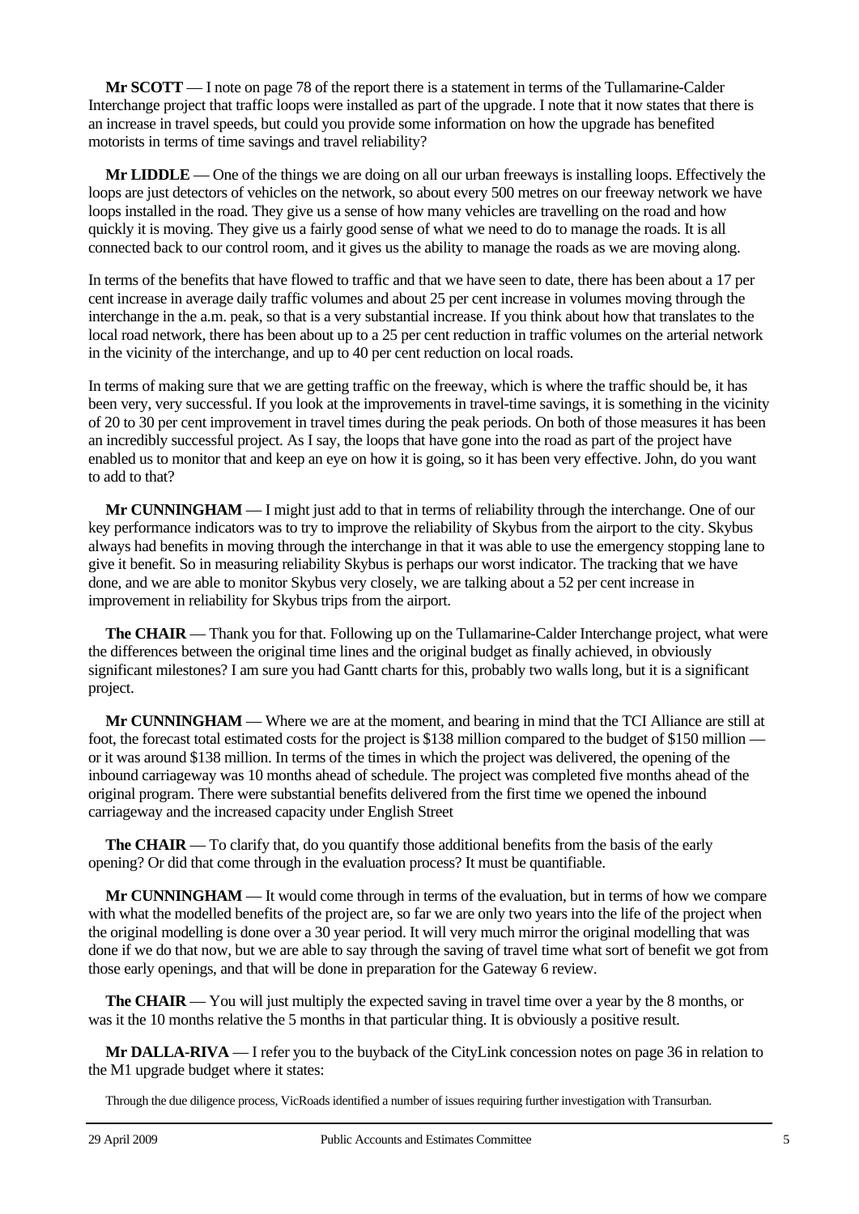**Mr SCOTT** — I note on page 78 of the report there is a statement in terms of the Tullamarine-Calder Interchange project that traffic loops were installed as part of the upgrade. I note that it now states that there is an increase in travel speeds, but could you provide some information on how the upgrade has benefited motorists in terms of time savings and travel reliability?

**Mr LIDDLE** — One of the things we are doing on all our urban freeways is installing loops. Effectively the loops are just detectors of vehicles on the network, so about every 500 metres on our freeway network we have loops installed in the road. They give us a sense of how many vehicles are travelling on the road and how quickly it is moving. They give us a fairly good sense of what we need to do to manage the roads. It is all connected back to our control room, and it gives us the ability to manage the roads as we are moving along.

In terms of the benefits that have flowed to traffic and that we have seen to date, there has been about a 17 per cent increase in average daily traffic volumes and about 25 per cent increase in volumes moving through the interchange in the a.m. peak, so that is a very substantial increase. If you think about how that translates to the local road network, there has been about up to a 25 per cent reduction in traffic volumes on the arterial network in the vicinity of the interchange, and up to 40 per cent reduction on local roads.

In terms of making sure that we are getting traffic on the freeway, which is where the traffic should be, it has been very, very successful. If you look at the improvements in travel-time savings, it is something in the vicinity of 20 to 30 per cent improvement in travel times during the peak periods. On both of those measures it has been an incredibly successful project. As I say, the loops that have gone into the road as part of the project have enabled us to monitor that and keep an eye on how it is going, so it has been very effective. John, do you want to add to that?

**Mr CUNNINGHAM** — I might just add to that in terms of reliability through the interchange. One of our key performance indicators was to try to improve the reliability of Skybus from the airport to the city. Skybus always had benefits in moving through the interchange in that it was able to use the emergency stopping lane to give it benefit. So in measuring reliability Skybus is perhaps our worst indicator. The tracking that we have done, and we are able to monitor Skybus very closely, we are talking about a 52 per cent increase in improvement in reliability for Skybus trips from the airport.

**The CHAIR** — Thank you for that. Following up on the Tullamarine-Calder Interchange project, what were the differences between the original time lines and the original budget as finally achieved, in obviously significant milestones? I am sure you had Gantt charts for this, probably two walls long, but it is a significant project.

**Mr CUNNINGHAM** — Where we are at the moment, and bearing in mind that the TCI Alliance are still at foot, the forecast total estimated costs for the project is $138 million compared to the budget of $150 million — or it was around $138 million. In terms of the times in which the project was delivered, the opening of the inbound carriageway was 10 months ahead of schedule. The project was completed five months ahead of the original program. There were substantial benefits delivered from the first time we opened the inbound carriageway and the increased capacity under English Street

**The CHAIR** — To clarify that, do you quantify those additional benefits from the basis of the early opening? Or did that come through in the evaluation process? It must be quantifiable.

**Mr CUNNINGHAM** — It would come through in terms of the evaluation, but in terms of how we compare with what the modelled benefits of the project are, so far we are only two years into the life of the project when the original modelling is done over a 30 year period. It will very much mirror the original modelling that was done if we do that now, but we are able to say through the saving of travel time what sort of benefit we got from those early openings, and that will be done in preparation for the Gateway 6 review.

**The CHAIR** — You will just multiply the expected saving in travel time over a year by the 8 months, or was it the 10 months relative the 5 months in that particular thing. It is obviously a positive result.

**Mr DALLA-RIVA** — I refer you to the buyback of the CityLink concession notes on page 36 in relation to the M1 upgrade budget where it states:

> Through the due diligence process, VicRoads identified a number of issues requiring further investigation with Transurban.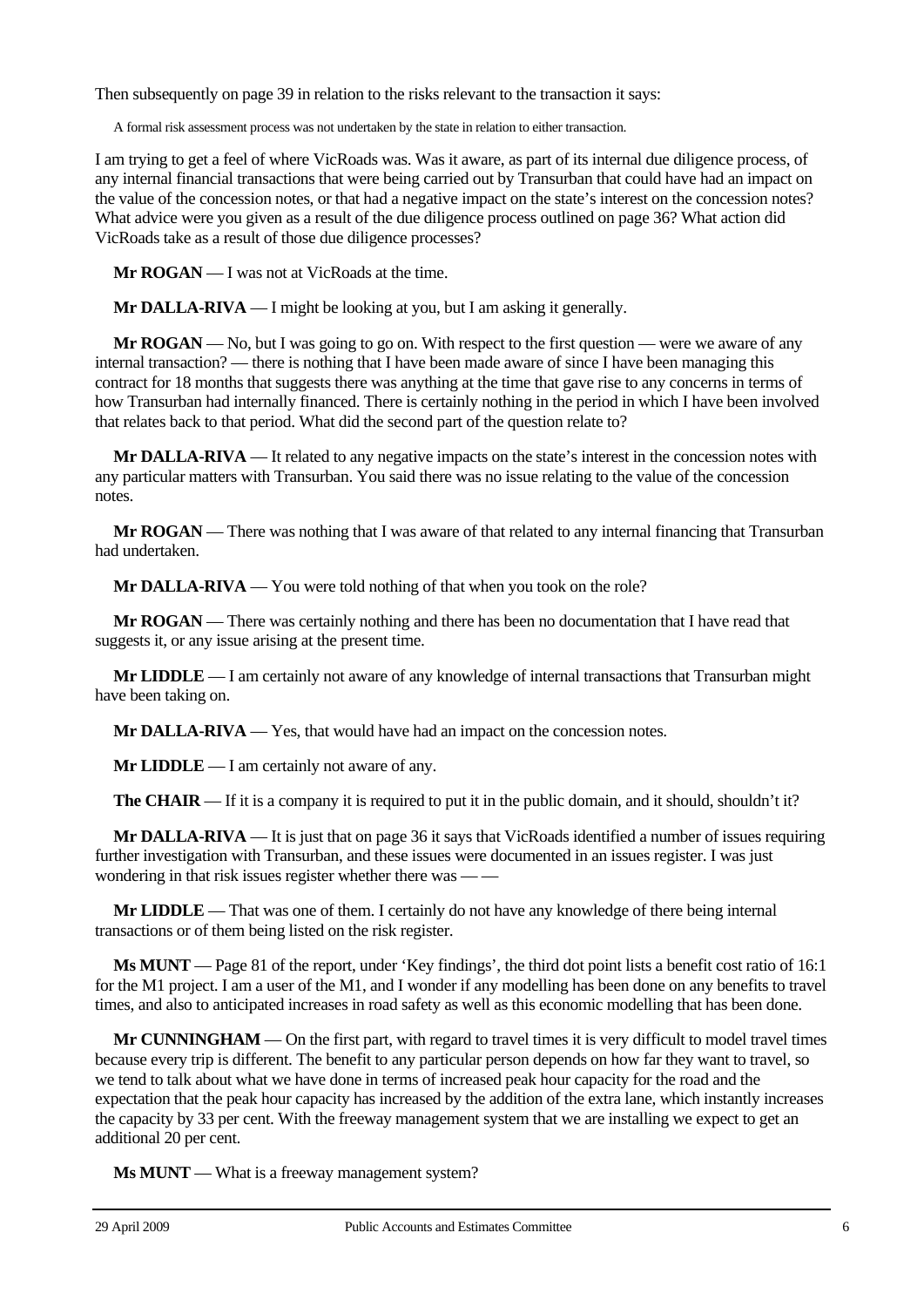Then subsequently on page 39 in relation to the risks relevant to the transaction it says:

> A formal risk assessment process was not undertaken by the state in relation to either transaction.

I am trying to get a feel of where VicRoads was. Was it aware, as part of its internal due diligence process, of any internal financial transactions that were being carried out by Transurban that could have had an impact on the value of the concession notes, or that had a negative impact on the state's interest on the concession notes? What advice were you given as a result of the due diligence process outlined on page 36? What action did VicRoads take as a result of those due diligence processes?

**Mr ROGAN** — I was not at VicRoads at the time.

**Mr DALLA-RIVA** — I might be looking at you, but I am asking it generally.

**Mr ROGAN** — No, but I was going to go on. With respect to the first question — were we aware of any internal transaction? — there is nothing that I have been made aware of since I have been managing this contract for 18 months that suggests there was anything at the time that gave rise to any concerns in terms of how Transurban had internally financed. There is certainly nothing in the period in which I have been involved that relates back to that period. What did the second part of the question relate to?

**Mr DALLA-RIVA** — It related to any negative impacts on the state's interest in the concession notes with any particular matters with Transurban. You said there was no issue relating to the value of the concession notes.

**Mr ROGAN** — There was nothing that I was aware of that related to any internal financing that Transurban had undertaken.

**Mr DALLA-RIVA** — You were told nothing of that when you took on the role?

**Mr ROGAN** — There was certainly nothing and there has been no documentation that I have read that suggests it, or any issue arising at the present time.

**Mr LIDDLE** — I am certainly not aware of any knowledge of internal transactions that Transurban might have been taking on.

**Mr DALLA-RIVA** — Yes, that would have had an impact on the concession notes.

**Mr LIDDLE** — I am certainly not aware of any.

**The CHAIR** — If it is a company it is required to put it in the public domain, and it should, shouldn't it?

**Mr DALLA-RIVA** — It is just that on page 36 it says that VicRoads identified a number of issues requiring further investigation with Transurban, and these issues were documented in an issues register. I was just wondering in that risk issues register whether there was — —

**Mr LIDDLE** — That was one of them. I certainly do not have any knowledge of there being internal transactions or of them being listed on the risk register.

**Ms MUNT** — Page 81 of the report, under 'Key findings', the third dot point lists a benefit cost ratio of 16:1 for the M1 project. I am a user of the M1, and I wonder if any modelling has been done on any benefits to travel times, and also to anticipated increases in road safety as well as this economic modelling that has been done.

**Mr CUNNINGHAM** — On the first part, with regard to travel times it is very difficult to model travel times because every trip is different. The benefit to any particular person depends on how far they want to travel, so we tend to talk about what we have done in terms of increased peak hour capacity for the road and the expectation that the peak hour capacity has increased by the addition of the extra lane, which instantly increases the capacity by 33 per cent. With the freeway management system that we are installing we expect to get an additional 20 per cent.

**Ms MUNT** — What is a freeway management system?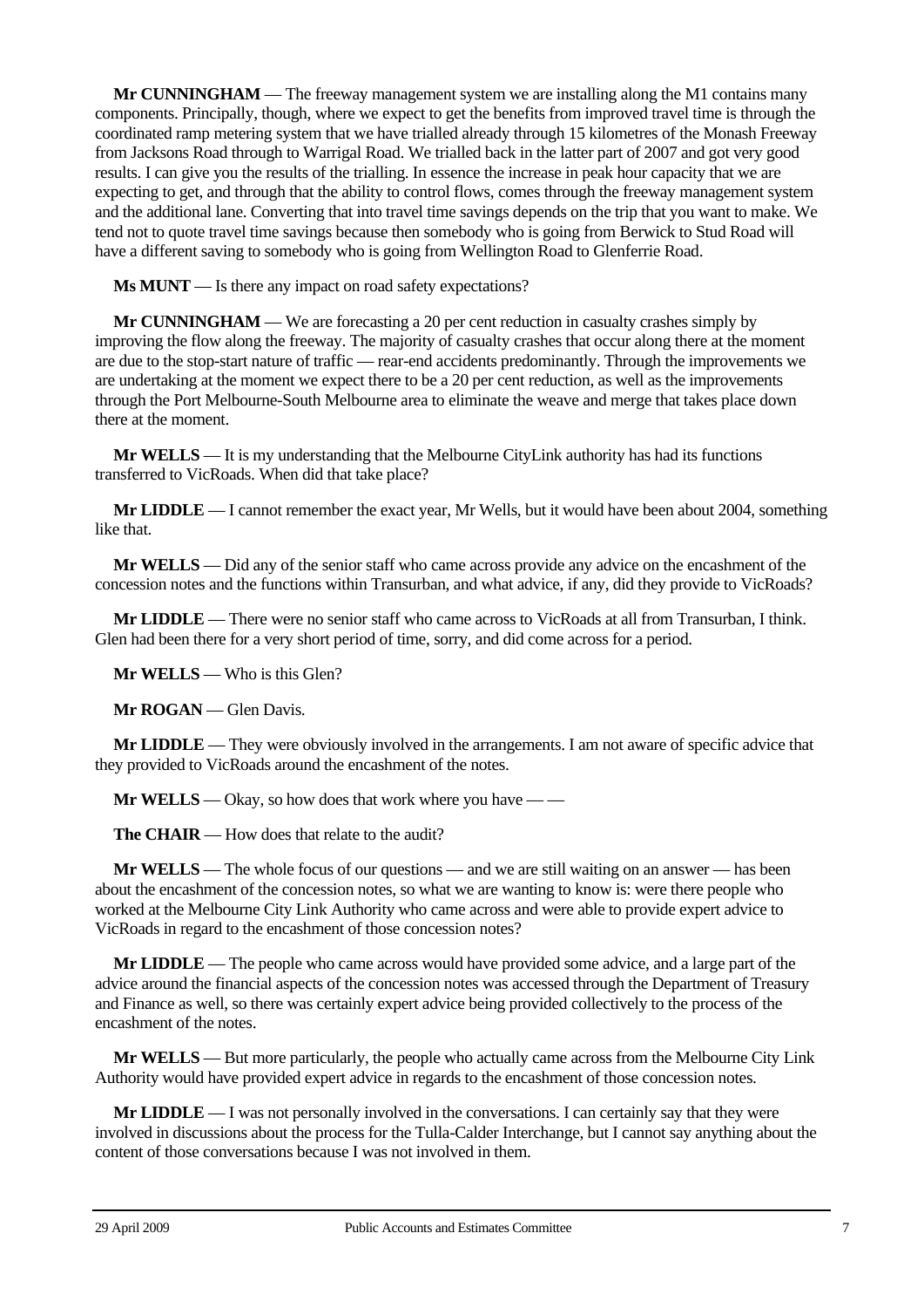**Mr CUNNINGHAM** — The freeway management system we are installing along the M1 contains many components. Principally, though, where we expect to get the benefits from improved travel time is through the coordinated ramp metering system that we have trialled already through 15 kilometres of the Monash Freeway from Jacksons Road through to Warrigal Road. We trialled back in the latter part of 2007 and got very good results. I can give you the results of the trialling. In essence the increase in peak hour capacity that we are expecting to get, and through that the ability to control flows, comes through the freeway management system and the additional lane. Converting that into travel time savings depends on the trip that you want to make. We tend not to quote travel time savings because then somebody who is going from Berwick to Stud Road will have a different saving to somebody who is going from Wellington Road to Glenferrie Road.

**Ms MUNT** — Is there any impact on road safety expectations?

**Mr CUNNINGHAM** — We are forecasting a 20 per cent reduction in casualty crashes simply by improving the flow along the freeway. The majority of casualty crashes that occur along there at the moment are due to the stop-start nature of traffic — rear-end accidents predominantly. Through the improvements we are undertaking at the moment we expect there to be a 20 per cent reduction, as well as the improvements through the Port Melbourne-South Melbourne area to eliminate the weave and merge that takes place down there at the moment.

**Mr WELLS** — It is my understanding that the Melbourne CityLink authority has had its functions transferred to VicRoads. When did that take place?

**Mr LIDDLE** — I cannot remember the exact year, Mr Wells, but it would have been about 2004, something like that.

**Mr WELLS** — Did any of the senior staff who came across provide any advice on the encashment of the concession notes and the functions within Transurban, and what advice, if any, did they provide to VicRoads?

**Mr LIDDLE** — There were no senior staff who came across to VicRoads at all from Transurban, I think. Glen had been there for a very short period of time, sorry, and did come across for a period.

**Mr WELLS** — Who is this Glen?

**Mr ROGAN** — Glen Davis.

**Mr LIDDLE** — They were obviously involved in the arrangements. I am not aware of specific advice that they provided to VicRoads around the encashment of the notes.

**Mr WELLS** — Okay, so how does that work where you have — —

**The CHAIR** — How does that relate to the audit?

**Mr WELLS** — The whole focus of our questions — and we are still waiting on an answer — has been about the encashment of the concession notes, so what we are wanting to know is: were there people who worked at the Melbourne City Link Authority who came across and were able to provide expert advice to VicRoads in regard to the encashment of those concession notes?

**Mr LIDDLE** — The people who came across would have provided some advice, and a large part of the advice around the financial aspects of the concession notes was accessed through the Department of Treasury and Finance as well, so there was certainly expert advice being provided collectively to the process of the encashment of the notes.

**Mr WELLS** — But more particularly, the people who actually came across from the Melbourne City Link Authority would have provided expert advice in regards to the encashment of those concession notes.

**Mr LIDDLE** — I was not personally involved in the conversations. I can certainly say that they were involved in discussions about the process for the Tulla-Calder Interchange, but I cannot say anything about the content of those conversations because I was not involved in them.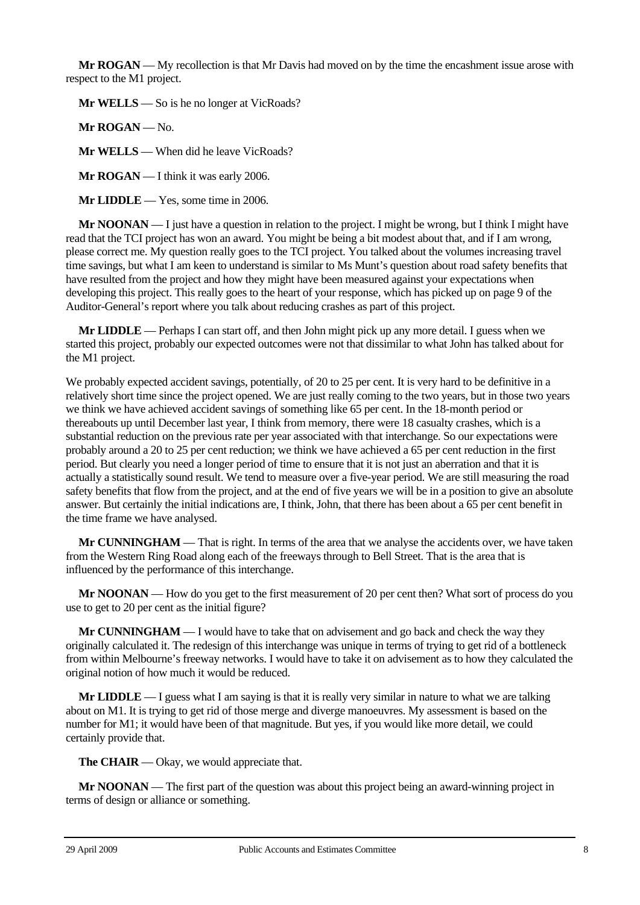**Mr ROGAN** — My recollection is that Mr Davis had moved on by the time the encashment issue arose with respect to the M1 project.

**Mr WELLS** — So is he no longer at VicRoads?

**Mr ROGAN** — No.

**Mr WELLS** — When did he leave VicRoads?

**Mr ROGAN** — I think it was early 2006.

**Mr LIDDLE** — Yes, some time in 2006.

**Mr NOONAN** — I just have a question in relation to the project. I might be wrong, but I think I might have read that the TCI project has won an award. You might be being a bit modest about that, and if I am wrong, please correct me. My question really goes to the TCI project. You talked about the volumes increasing travel time savings, but what I am keen to understand is similar to Ms Munt's question about road safety benefits that have resulted from the project and how they might have been measured against your expectations when developing this project. This really goes to the heart of your response, which has picked up on page 9 of the Auditor-General's report where you talk about reducing crashes as part of this project.

**Mr LIDDLE** — Perhaps I can start off, and then John might pick up any more detail. I guess when we started this project, probably our expected outcomes were not that dissimilar to what John has talked about for the M1 project.

We probably expected accident savings, potentially, of 20 to 25 per cent. It is very hard to be definitive in a relatively short time since the project opened. We are just really coming to the two years, but in those two years we think we have achieved accident savings of something like 65 per cent. In the 18-month period or thereabouts up until December last year, I think from memory, there were 18 casualty crashes, which is a substantial reduction on the previous rate per year associated with that interchange. So our expectations were probably around a 20 to 25 per cent reduction; we think we have achieved a 65 per cent reduction in the first period. But clearly you need a longer period of time to ensure that it is not just an aberration and that it is actually a statistically sound result. We tend to measure over a five-year period. We are still measuring the road safety benefits that flow from the project, and at the end of five years we will be in a position to give an absolute answer. But certainly the initial indications are, I think, John, that there has been about a 65 per cent benefit in the time frame we have analysed.

**Mr CUNNINGHAM** — That is right. In terms of the area that we analyse the accidents over, we have taken from the Western Ring Road along each of the freeways through to Bell Street. That is the area that is influenced by the performance of this interchange.

**Mr NOONAN** — How do you get to the first measurement of 20 per cent then? What sort of process do you use to get to 20 per cent as the initial figure?

**Mr CUNNINGHAM** — I would have to take that on advisement and go back and check the way they originally calculated it. The redesign of this interchange was unique in terms of trying to get rid of a bottleneck from within Melbourne's freeway networks. I would have to take it on advisement as to how they calculated the original notion of how much it would be reduced.

**Mr LIDDLE** — I guess what I am saying is that it is really very similar in nature to what we are talking about on M1. It is trying to get rid of those merge and diverge manoeuvres. My assessment is based on the number for M1; it would have been of that magnitude. But yes, if you would like more detail, we could certainly provide that.

**The CHAIR** — Okay, we would appreciate that.

**Mr NOONAN** — The first part of the question was about this project being an award-winning project in terms of design or alliance or something.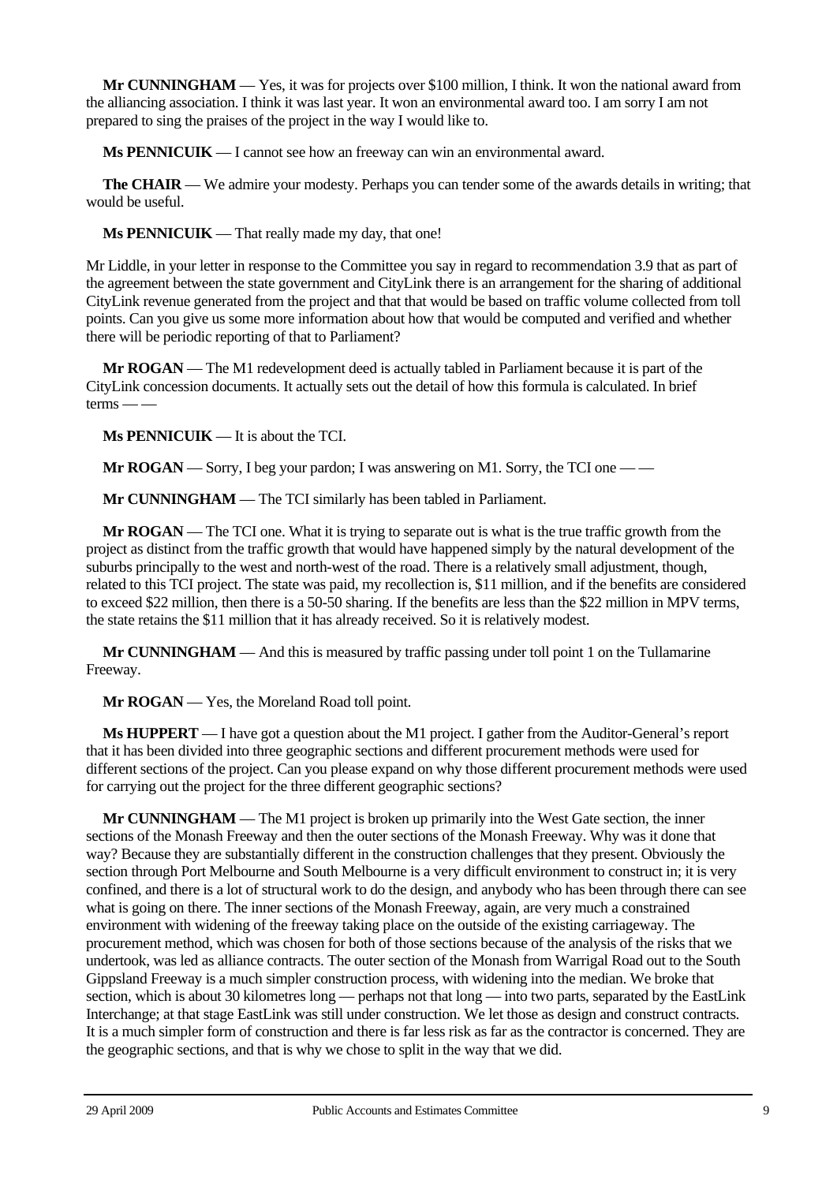**Mr CUNNINGHAM** — Yes, it was for projects over $100 million, I think. It won the national award from the alliancing association. I think it was last year. It won an environmental award too. I am sorry I am not prepared to sing the praises of the project in the way I would like to.

**Ms PENNICUIK** — I cannot see how an freeway can win an environmental award.

**The CHAIR** — We admire your modesty. Perhaps you can tender some of the awards details in writing; that would be useful.

**Ms PENNICUIK** — That really made my day, that one!

Mr Liddle, in your letter in response to the Committee you say in regard to recommendation 3.9 that as part of the agreement between the state government and CityLink there is an arrangement for the sharing of additional CityLink revenue generated from the project and that that would be based on traffic volume collected from toll points. Can you give us some more information about how that would be computed and verified and whether there will be periodic reporting of that to Parliament?

**Mr ROGAN** — The M1 redevelopment deed is actually tabled in Parliament because it is part of the CityLink concession documents. It actually sets out the detail of how this formula is calculated. In brief terms — —

**Ms PENNICUIK** — It is about the TCI.

**Mr ROGAN** — Sorry, I beg your pardon; I was answering on M1. Sorry, the TCI one — —

**Mr CUNNINGHAM** — The TCI similarly has been tabled in Parliament.

**Mr ROGAN** — The TCI one. What it is trying to separate out is what is the true traffic growth from the project as distinct from the traffic growth that would have happened simply by the natural development of the suburbs principally to the west and north-west of the road. There is a relatively small adjustment, though, related to this TCI project. The state was paid, my recollection is, $11 million, and if the benefits are considered to exceed $22 million, then there is a 50-50 sharing. If the benefits are less than the $22 million in MPV terms, the state retains the $11 million that it has already received. So it is relatively modest.

**Mr CUNNINGHAM** — And this is measured by traffic passing under toll point 1 on the Tullamarine Freeway.

**Mr ROGAN** — Yes, the Moreland Road toll point.

**Ms HUPPERT** — I have got a question about the M1 project. I gather from the Auditor-General's report that it has been divided into three geographic sections and different procurement methods were used for different sections of the project. Can you please expand on why those different procurement methods were used for carrying out the project for the three different geographic sections?

**Mr CUNNINGHAM** — The M1 project is broken up primarily into the West Gate section, the inner sections of the Monash Freeway and then the outer sections of the Monash Freeway. Why was it done that way? Because they are substantially different in the construction challenges that they present. Obviously the section through Port Melbourne and South Melbourne is a very difficult environment to construct in; it is very confined, and there is a lot of structural work to do the design, and anybody who has been through there can see what is going on there. The inner sections of the Monash Freeway, again, are very much a constrained environment with widening of the freeway taking place on the outside of the existing carriageway. The procurement method, which was chosen for both of those sections because of the analysis of the risks that we undertook, was led as alliance contracts. The outer section of the Monash from Warrigal Road out to the South Gippsland Freeway is a much simpler construction process, with widening into the median. We broke that section, which is about 30 kilometres long — perhaps not that long — into two parts, separated by the EastLink Interchange; at that stage EastLink was still under construction. We let those as design and construct contracts. It is a much simpler form of construction and there is far less risk as far as the contractor is concerned. They are the geographic sections, and that is why we chose to split in the way that we did.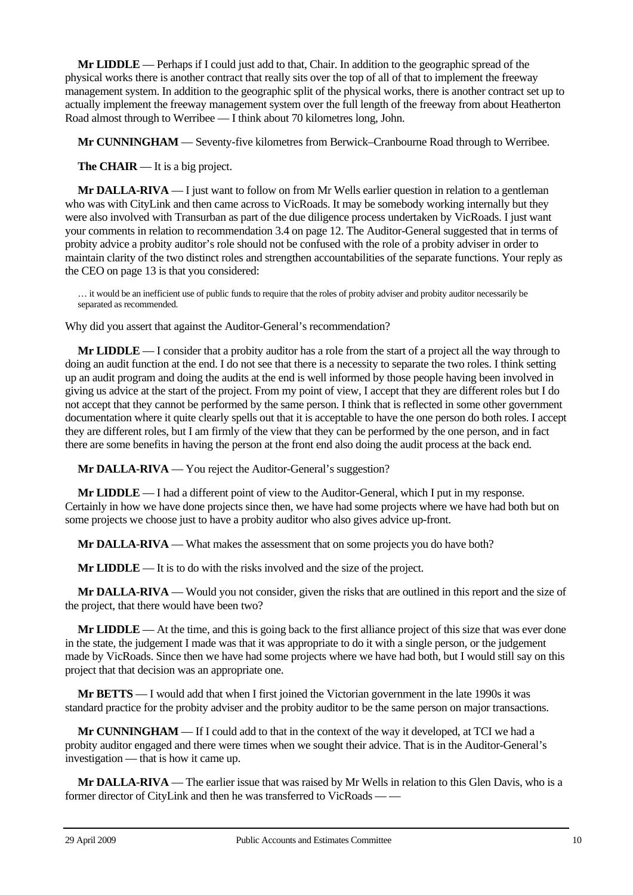**Mr LIDDLE** — Perhaps if I could just add to that, Chair. In addition to the geographic spread of the physical works there is another contract that really sits over the top of all of that to implement the freeway management system. In addition to the geographic split of the physical works, there is another contract set up to actually implement the freeway management system over the full length of the freeway from about Heatherton Road almost through to Werribee — I think about 70 kilometres long, John.

**Mr CUNNINGHAM** — Seventy-five kilometres from Berwick–Cranbourne Road through to Werribee.

**The CHAIR** — It is a big project.

**Mr DALLA-RIVA** — I just want to follow on from Mr Wells earlier question in relation to a gentleman who was with CityLink and then came across to VicRoads. It may be somebody working internally but they were also involved with Transurban as part of the due diligence process undertaken by VicRoads. I just want your comments in relation to recommendation 3.4 on page 12. The Auditor-General suggested that in terms of probity advice a probity auditor's role should not be confused with the role of a probity adviser in order to maintain clarity of the two distinct roles and strengthen accountabilities of the separate functions. Your reply as the CEO on page 13 is that you considered:

> … it would be an inefficient use of public funds to require that the roles of probity adviser and probity auditor necessarily be separated as recommended.

Why did you assert that against the Auditor-General's recommendation?

**Mr LIDDLE** — I consider that a probity auditor has a role from the start of a project all the way through to doing an audit function at the end. I do not see that there is a necessity to separate the two roles. I think setting up an audit program and doing the audits at the end is well informed by those people having been involved in giving us advice at the start of the project. From my point of view, I accept that they are different roles but I do not accept that they cannot be performed by the same person. I think that is reflected in some other government documentation where it quite clearly spells out that it is acceptable to have the one person do both roles. I accept they are different roles, but I am firmly of the view that they can be performed by the one person, and in fact there are some benefits in having the person at the front end also doing the audit process at the back end.

**Mr DALLA-RIVA** — You reject the Auditor-General's suggestion?

**Mr LIDDLE** — I had a different point of view to the Auditor-General, which I put in my response. Certainly in how we have done projects since then, we have had some projects where we have had both but on some projects we choose just to have a probity auditor who also gives advice up-front.

**Mr DALLA-RIVA** — What makes the assessment that on some projects you do have both?

**Mr LIDDLE** — It is to do with the risks involved and the size of the project.

**Mr DALLA-RIVA** — Would you not consider, given the risks that are outlined in this report and the size of the project, that there would have been two?

**Mr LIDDLE** — At the time, and this is going back to the first alliance project of this size that was ever done in the state, the judgement I made was that it was appropriate to do it with a single person, or the judgement made by VicRoads. Since then we have had some projects where we have had both, but I would still say on this project that that decision was an appropriate one.

**Mr BETTS** — I would add that when I first joined the Victorian government in the late 1990s it was standard practice for the probity adviser and the probity auditor to be the same person on major transactions.

**Mr CUNNINGHAM** — If I could add to that in the context of the way it developed, at TCI we had a probity auditor engaged and there were times when we sought their advice. That is in the Auditor-General's investigation — that is how it came up.

**Mr DALLA-RIVA** — The earlier issue that was raised by Mr Wells in relation to this Glen Davis, who is a former director of CityLink and then he was transferred to VicRoads — —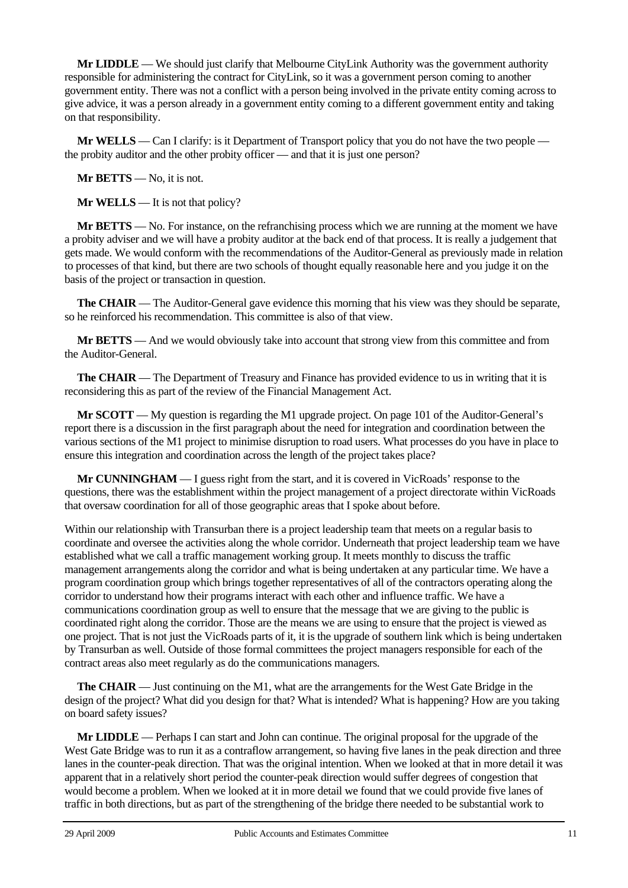**Mr LIDDLE** — We should just clarify that Melbourne CityLink Authority was the government authority responsible for administering the contract for CityLink, so it was a government person coming to another government entity. There was not a conflict with a person being involved in the private entity coming across to give advice, it was a person already in a government entity coming to a different government entity and taking on that responsibility.

**Mr WELLS** — Can I clarify: is it Department of Transport policy that you do not have the two people — the probity auditor and the other probity officer — and that it is just one person?

**Mr BETTS** — No, it is not.

**Mr WELLS** — It is not that policy?

**Mr BETTS** — No. For instance, on the refranchising process which we are running at the moment we have a probity adviser and we will have a probity auditor at the back end of that process. It is really a judgement that gets made. We would conform with the recommendations of the Auditor-General as previously made in relation to processes of that kind, but there are two schools of thought equally reasonable here and you judge it on the basis of the project or transaction in question.

**The CHAIR** — The Auditor-General gave evidence this morning that his view was they should be separate, so he reinforced his recommendation. This committee is also of that view.

**Mr BETTS** — And we would obviously take into account that strong view from this committee and from the Auditor-General.

**The CHAIR** — The Department of Treasury and Finance has provided evidence to us in writing that it is reconsidering this as part of the review of the Financial Management Act.

**Mr SCOTT** — My question is regarding the M1 upgrade project. On page 101 of the Auditor-General's report there is a discussion in the first paragraph about the need for integration and coordination between the various sections of the M1 project to minimise disruption to road users. What processes do you have in place to ensure this integration and coordination across the length of the project takes place?

**Mr CUNNINGHAM** — I guess right from the start, and it is covered in VicRoads' response to the questions, there was the establishment within the project management of a project directorate within VicRoads that oversaw coordination for all of those geographic areas that I spoke about before.

Within our relationship with Transurban there is a project leadership team that meets on a regular basis to coordinate and oversee the activities along the whole corridor. Underneath that project leadership team we have established what we call a traffic management working group. It meets monthly to discuss the traffic management arrangements along the corridor and what is being undertaken at any particular time. We have a program coordination group which brings together representatives of all of the contractors operating along the corridor to understand how their programs interact with each other and influence traffic. We have a communications coordination group as well to ensure that the message that we are giving to the public is coordinated right along the corridor. Those are the means we are using to ensure that the project is viewed as one project. That is not just the VicRoads parts of it, it is the upgrade of southern link which is being undertaken by Transurban as well. Outside of those formal committees the project managers responsible for each of the contract areas also meet regularly as do the communications managers.

**The CHAIR** — Just continuing on the M1, what are the arrangements for the West Gate Bridge in the design of the project? What did you design for that? What is intended? What is happening? How are you taking on board safety issues?

**Mr LIDDLE** — Perhaps I can start and John can continue. The original proposal for the upgrade of the West Gate Bridge was to run it as a contraflow arrangement, so having five lanes in the peak direction and three lanes in the counter-peak direction. That was the original intention. When we looked at that in more detail it was apparent that in a relatively short period the counter-peak direction would suffer degrees of congestion that would become a problem. When we looked at it in more detail we found that we could provide five lanes of traffic in both directions, but as part of the strengthening of the bridge there needed to be substantial work to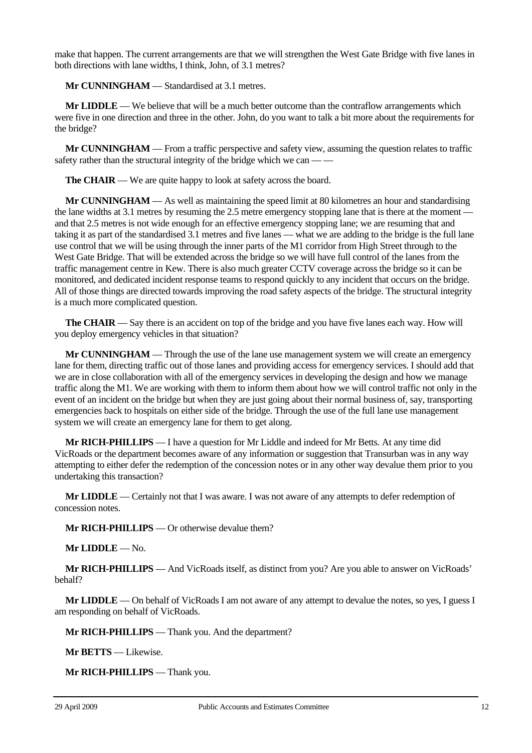make that happen. The current arrangements are that we will strengthen the West Gate Bridge with five lanes in both directions with lane widths, I think, John, of 3.1 metres?

**Mr CUNNINGHAM** — Standardised at 3.1 metres.

**Mr LIDDLE** — We believe that will be a much better outcome than the contraflow arrangements which were five in one direction and three in the other. John, do you want to talk a bit more about the requirements for the bridge?

**Mr CUNNINGHAM** — From a traffic perspective and safety view, assuming the question relates to traffic safety rather than the structural integrity of the bridge which we can — —

**The CHAIR** — We are quite happy to look at safety across the board.

**Mr CUNNINGHAM** — As well as maintaining the speed limit at 80 kilometres an hour and standardising the lane widths at 3.1 metres by resuming the 2.5 metre emergency stopping lane that is there at the moment — and that 2.5 metres is not wide enough for an effective emergency stopping lane; we are resuming that and taking it as part of the standardised 3.1 metres and five lanes — what we are adding to the bridge is the full lane use control that we will be using through the inner parts of the M1 corridor from High Street through to the West Gate Bridge. That will be extended across the bridge so we will have full control of the lanes from the traffic management centre in Kew. There is also much greater CCTV coverage across the bridge so it can be monitored, and dedicated incident response teams to respond quickly to any incident that occurs on the bridge. All of those things are directed towards improving the road safety aspects of the bridge. The structural integrity is a much more complicated question.

**The CHAIR** — Say there is an accident on top of the bridge and you have five lanes each way. How will you deploy emergency vehicles in that situation?

**Mr CUNNINGHAM** — Through the use of the lane use management system we will create an emergency lane for them, directing traffic out of those lanes and providing access for emergency services. I should add that we are in close collaboration with all of the emergency services in developing the design and how we manage traffic along the M1. We are working with them to inform them about how we will control traffic not only in the event of an incident on the bridge but when they are just going about their normal business of, say, transporting emergencies back to hospitals on either side of the bridge. Through the use of the full lane use management system we will create an emergency lane for them to get along.

**Mr RICH-PHILLIPS** — I have a question for Mr Liddle and indeed for Mr Betts. At any time did VicRoads or the department becomes aware of any information or suggestion that Transurban was in any way attempting to either defer the redemption of the concession notes or in any other way devalue them prior to you undertaking this transaction?

**Mr LIDDLE** — Certainly not that I was aware. I was not aware of any attempts to defer redemption of concession notes.

**Mr RICH-PHILLIPS** — Or otherwise devalue them?

**Mr LIDDLE** — No.

**Mr RICH-PHILLIPS** — And VicRoads itself, as distinct from you? Are you able to answer on VicRoads' behalf?

**Mr LIDDLE** — On behalf of VicRoads I am not aware of any attempt to devalue the notes, so yes, I guess I am responding on behalf of VicRoads.

**Mr RICH-PHILLIPS** — Thank you. And the department?

**Mr BETTS** — Likewise.

**Mr RICH-PHILLIPS** — Thank you.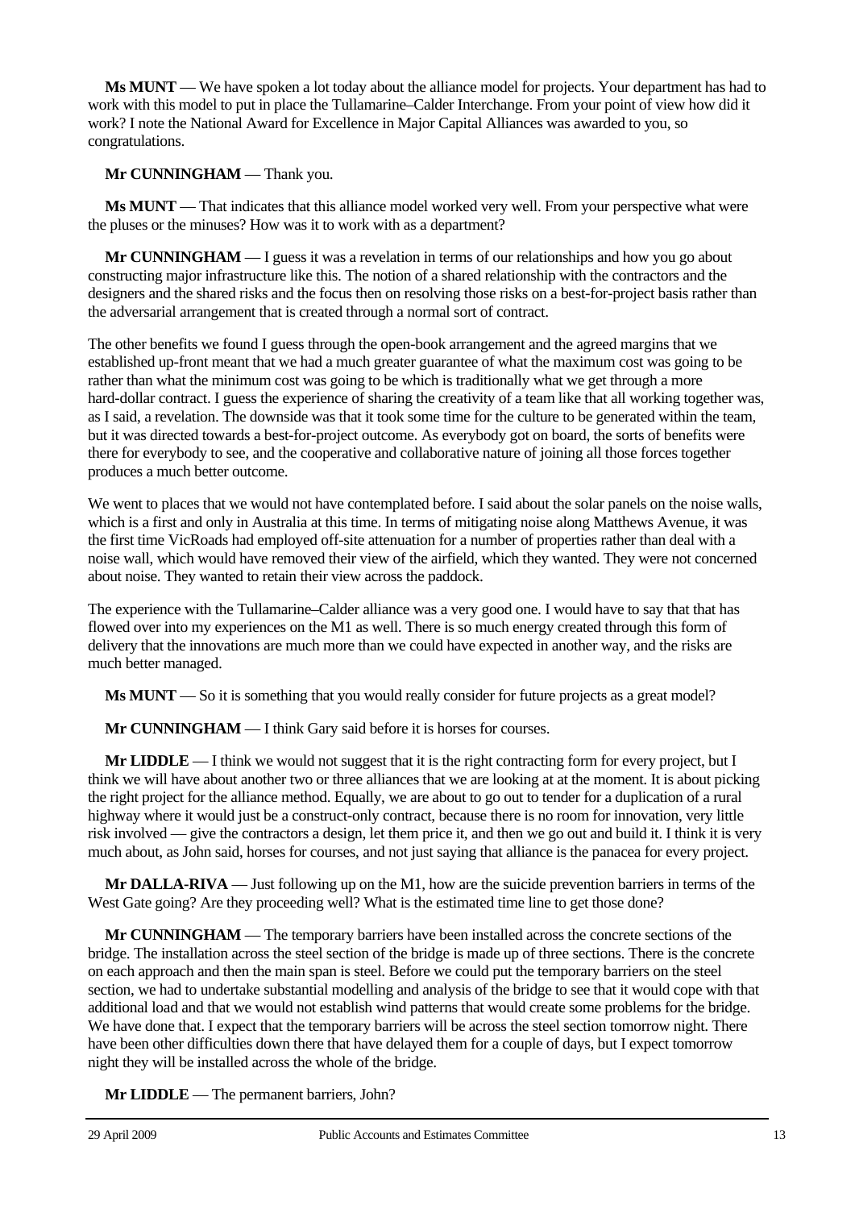**Ms MUNT** — We have spoken a lot today about the alliance model for projects. Your department has had to work with this model to put in place the Tullamarine–Calder Interchange. From your point of view how did it work? I note the National Award for Excellence in Major Capital Alliances was awarded to you, so congratulations.

**Mr CUNNINGHAM** — Thank you.

**Ms MUNT** — That indicates that this alliance model worked very well. From your perspective what were the pluses or the minuses? How was it to work with as a department?

**Mr CUNNINGHAM** — I guess it was a revelation in terms of our relationships and how you go about constructing major infrastructure like this. The notion of a shared relationship with the contractors and the designers and the shared risks and the focus then on resolving those risks on a best-for-project basis rather than the adversarial arrangement that is created through a normal sort of contract.

The other benefits we found I guess through the open-book arrangement and the agreed margins that we established up-front meant that we had a much greater guarantee of what the maximum cost was going to be rather than what the minimum cost was going to be which is traditionally what we get through a more hard-dollar contract. I guess the experience of sharing the creativity of a team like that all working together was, as I said, a revelation. The downside was that it took some time for the culture to be generated within the team, but it was directed towards a best-for-project outcome. As everybody got on board, the sorts of benefits were there for everybody to see, and the cooperative and collaborative nature of joining all those forces together produces a much better outcome.

We went to places that we would not have contemplated before. I said about the solar panels on the noise walls, which is a first and only in Australia at this time. In terms of mitigating noise along Matthews Avenue, it was the first time VicRoads had employed off-site attenuation for a number of properties rather than deal with a noise wall, which would have removed their view of the airfield, which they wanted. They were not concerned about noise. They wanted to retain their view across the paddock.

The experience with the Tullamarine–Calder alliance was a very good one. I would have to say that that has flowed over into my experiences on the M1 as well. There is so much energy created through this form of delivery that the innovations are much more than we could have expected in another way, and the risks are much better managed.

**Ms MUNT** — So it is something that you would really consider for future projects as a great model?

**Mr CUNNINGHAM** — I think Gary said before it is horses for courses.

**Mr LIDDLE** — I think we would not suggest that it is the right contracting form for every project, but I think we will have about another two or three alliances that we are looking at at the moment. It is about picking the right project for the alliance method. Equally, we are about to go out to tender for a duplication of a rural highway where it would just be a construct-only contract, because there is no room for innovation, very little risk involved — give the contractors a design, let them price it, and then we go out and build it. I think it is very much about, as John said, horses for courses, and not just saying that alliance is the panacea for every project.

**Mr DALLA-RIVA** — Just following up on the M1, how are the suicide prevention barriers in terms of the West Gate going? Are they proceeding well? What is the estimated time line to get those done?

**Mr CUNNINGHAM** — The temporary barriers have been installed across the concrete sections of the bridge. The installation across the steel section of the bridge is made up of three sections. There is the concrete on each approach and then the main span is steel. Before we could put the temporary barriers on the steel section, we had to undertake substantial modelling and analysis of the bridge to see that it would cope with that additional load and that we would not establish wind patterns that would create some problems for the bridge. We have done that. I expect that the temporary barriers will be across the steel section tomorrow night. There have been other difficulties down there that have delayed them for a couple of days, but I expect tomorrow night they will be installed across the whole of the bridge.

**Mr LIDDLE** — The permanent barriers, John?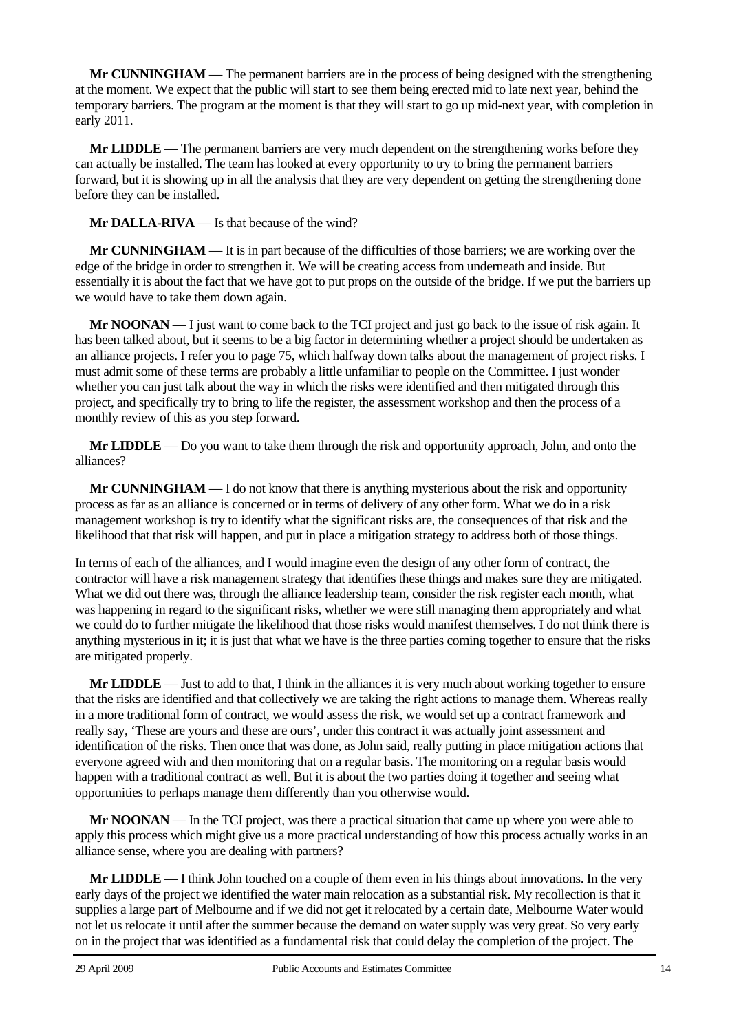**Mr CUNNINGHAM** — The permanent barriers are in the process of being designed with the strengthening at the moment. We expect that the public will start to see them being erected mid to late next year, behind the temporary barriers. The program at the moment is that they will start to go up mid-next year, with completion in early 2011.

**Mr LIDDLE** — The permanent barriers are very much dependent on the strengthening works before they can actually be installed. The team has looked at every opportunity to try to bring the permanent barriers forward, but it is showing up in all the analysis that they are very dependent on getting the strengthening done before they can be installed.

**Mr DALLA-RIVA** — Is that because of the wind?

**Mr CUNNINGHAM** — It is in part because of the difficulties of those barriers; we are working over the edge of the bridge in order to strengthen it. We will be creating access from underneath and inside. But essentially it is about the fact that we have got to put props on the outside of the bridge. If we put the barriers up we would have to take them down again.

**Mr NOONAN** — I just want to come back to the TCI project and just go back to the issue of risk again. It has been talked about, but it seems to be a big factor in determining whether a project should be undertaken as an alliance projects. I refer you to page 75, which halfway down talks about the management of project risks. I must admit some of these terms are probably a little unfamiliar to people on the Committee. I just wonder whether you can just talk about the way in which the risks were identified and then mitigated through this project, and specifically try to bring to life the register, the assessment workshop and then the process of a monthly review of this as you step forward.

**Mr LIDDLE** — Do you want to take them through the risk and opportunity approach, John, and onto the alliances?

**Mr CUNNINGHAM** — I do not know that there is anything mysterious about the risk and opportunity process as far as an alliance is concerned or in terms of delivery of any other form. What we do in a risk management workshop is try to identify what the significant risks are, the consequences of that risk and the likelihood that that risk will happen, and put in place a mitigation strategy to address both of those things.

In terms of each of the alliances, and I would imagine even the design of any other form of contract, the contractor will have a risk management strategy that identifies these things and makes sure they are mitigated. What we did out there was, through the alliance leadership team, consider the risk register each month, what was happening in regard to the significant risks, whether we were still managing them appropriately and what we could do to further mitigate the likelihood that those risks would manifest themselves. I do not think there is anything mysterious in it; it is just that what we have is the three parties coming together to ensure that the risks are mitigated properly.

**Mr LIDDLE** — Just to add to that, I think in the alliances it is very much about working together to ensure that the risks are identified and that collectively we are taking the right actions to manage them. Whereas really in a more traditional form of contract, we would assess the risk, we would set up a contract framework and really say, 'These are yours and these are ours', under this contract it was actually joint assessment and identification of the risks. Then once that was done, as John said, really putting in place mitigation actions that everyone agreed with and then monitoring that on a regular basis. The monitoring on a regular basis would happen with a traditional contract as well. But it is about the two parties doing it together and seeing what opportunities to perhaps manage them differently than you otherwise would.

**Mr NOONAN** — In the TCI project, was there a practical situation that came up where you were able to apply this process which might give us a more practical understanding of how this process actually works in an alliance sense, where you are dealing with partners?

**Mr LIDDLE** — I think John touched on a couple of them even in his things about innovations. In the very early days of the project we identified the water main relocation as a substantial risk. My recollection is that it supplies a large part of Melbourne and if we did not get it relocated by a certain date, Melbourne Water would not let us relocate it until after the summer because the demand on water supply was very great. So very early on in the project that was identified as a fundamental risk that could delay the completion of the project. The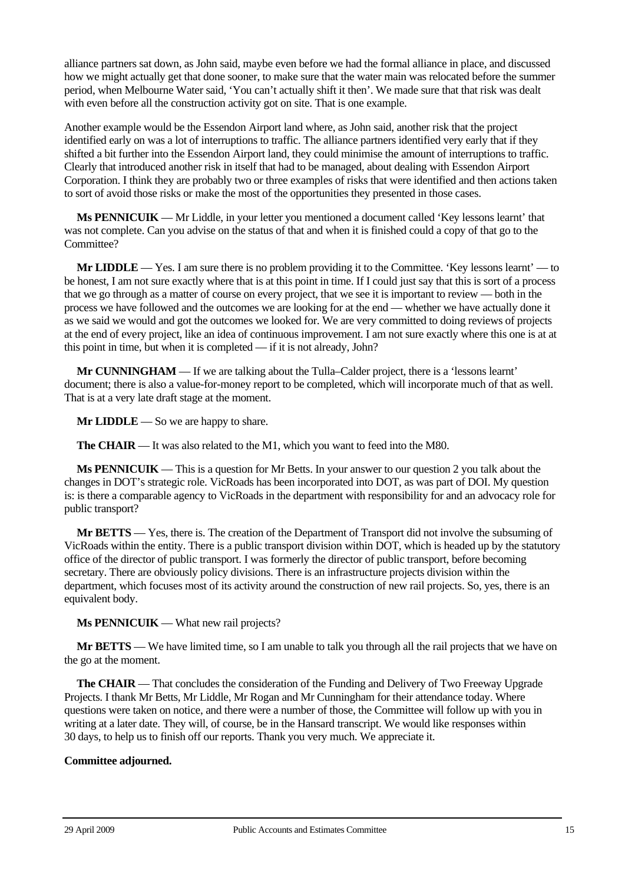alliance partners sat down, as John said, maybe even before we had the formal alliance in place, and discussed how we might actually get that done sooner, to make sure that the water main was relocated before the summer period, when Melbourne Water said, 'You can't actually shift it then'. We made sure that that risk was dealt with even before all the construction activity got on site. That is one example.

Another example would be the Essendon Airport land where, as John said, another risk that the project identified early on was a lot of interruptions to traffic. The alliance partners identified very early that if they shifted a bit further into the Essendon Airport land, they could minimise the amount of interruptions to traffic. Clearly that introduced another risk in itself that had to be managed, about dealing with Essendon Airport Corporation. I think they are probably two or three examples of risks that were identified and then actions taken to sort of avoid those risks or make the most of the opportunities they presented in those cases.

**Ms PENNICUIK** — Mr Liddle, in your letter you mentioned a document called 'Key lessons learnt' that was not complete. Can you advise on the status of that and when it is finished could a copy of that go to the Committee?

**Mr LIDDLE** — Yes. I am sure there is no problem providing it to the Committee. 'Key lessons learnt' — to be honest, I am not sure exactly where that is at this point in time. If I could just say that this is sort of a process that we go through as a matter of course on every project, that we see it is important to review — both in the process we have followed and the outcomes we are looking for at the end — whether we have actually done it as we said we would and got the outcomes we looked for. We are very committed to doing reviews of projects at the end of every project, like an idea of continuous improvement. I am not sure exactly where this one is at at this point in time, but when it is completed — if it is not already, John?

**Mr CUNNINGHAM** — If we are talking about the Tulla–Calder project, there is a 'lessons learnt' document; there is also a value-for-money report to be completed, which will incorporate much of that as well. That is at a very late draft stage at the moment.

**Mr LIDDLE** — So we are happy to share.

**The CHAIR** — It was also related to the M1, which you want to feed into the M80.

**Ms PENNICUIK** — This is a question for Mr Betts. In your answer to our question 2 you talk about the changes in DOT's strategic role. VicRoads has been incorporated into DOT, as was part of DOI. My question is: is there a comparable agency to VicRoads in the department with responsibility for and an advocacy role for public transport?

**Mr BETTS** — Yes, there is. The creation of the Department of Transport did not involve the subsuming of VicRoads within the entity. There is a public transport division within DOT, which is headed up by the statutory office of the director of public transport. I was formerly the director of public transport, before becoming secretary. There are obviously policy divisions. There is an infrastructure projects division within the department, which focuses most of its activity around the construction of new rail projects. So, yes, there is an equivalent body.

**Ms PENNICUIK** — What new rail projects?

**Mr BETTS** — We have limited time, so I am unable to talk you through all the rail projects that we have on the go at the moment.

**The CHAIR** — That concludes the consideration of the Funding and Delivery of Two Freeway Upgrade Projects. I thank Mr Betts, Mr Liddle, Mr Rogan and Mr Cunningham for their attendance today. Where questions were taken on notice, and there were a number of those, the Committee will follow up with you in writing at a later date. They will, of course, be in the Hansard transcript. We would like responses within 30 days, to help us to finish off our reports. Thank you very much. We appreciate it.

**Committee adjourned.**